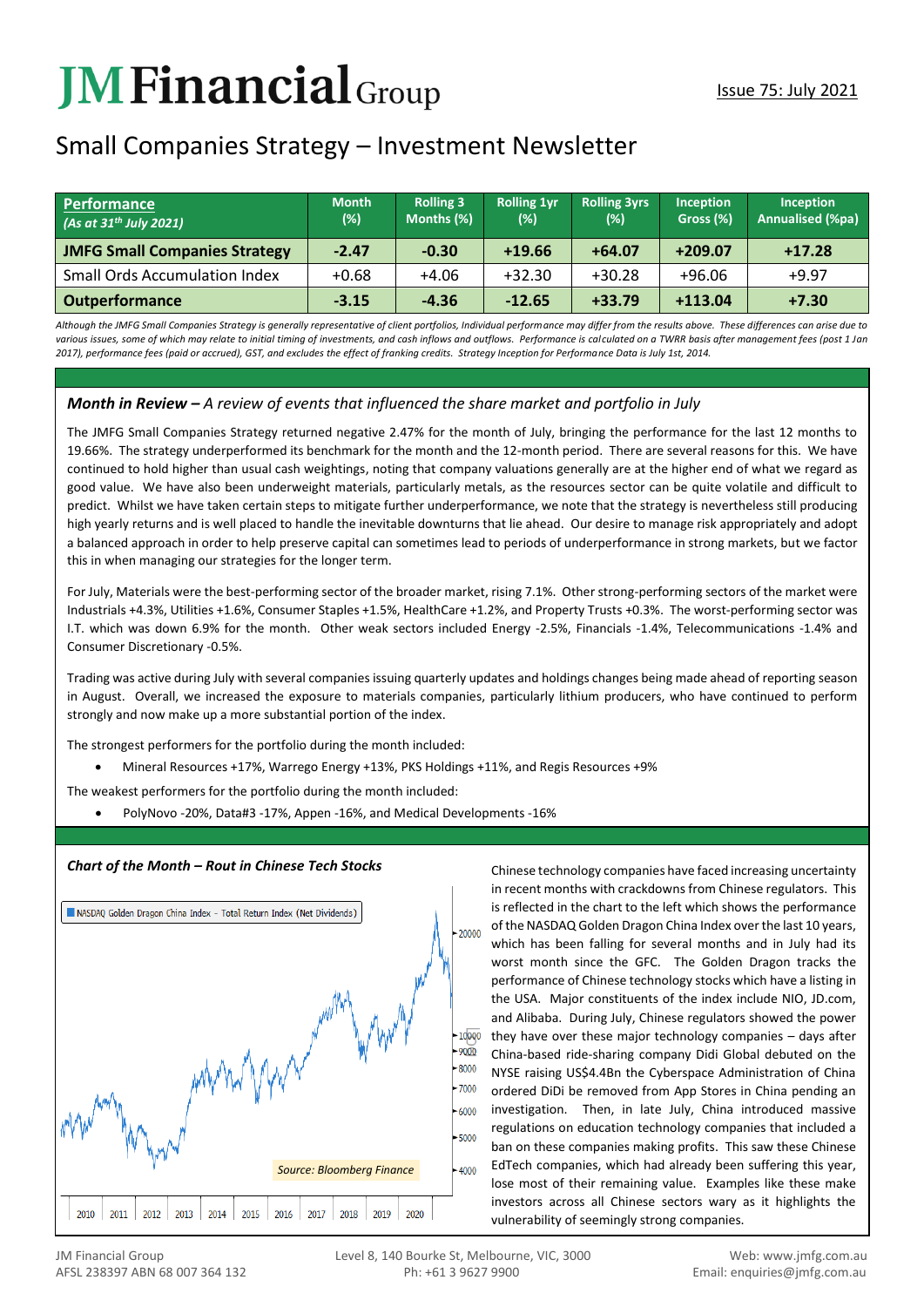# JM Financial Group

Issue 75: July 2021

## Small Companies Strategy – Investment Newsletter

| Performance (As at 31th July 2021) | Month (%) | Rolling 3 Months (%) | Rolling 1yr (%) | Rolling 3yrs (%) | Inception Gross (%) | Inception Annualised (%pa) |
|---|---|---|---|---|---|---|
| **JMFG Small Companies Strategy** | **-2.47** | **-0.30** | **+19.66** | **+64.07** | **+209.07** | **+17.28** |
| Small Ords Accumulation Index | +0.68 | +4.06 | +32.30 | +30.28 | +96.06 | +9.97 |
| **Outperformance** | **-3.15** | **-4.36** | **-12.65** | **+33.79** | **+113.04** | **+7.30** |

*Although the JMFG Small Companies Strategy is generally representative of client portfolios, Individual performance may differ from the results above. These differences can arise due to various issues, some of which may relate to initial timing of investments, and cash inflows and outflows. Performance is calculated on a TWRR basis after management fees (post 1 Jan 2017), performance fees (paid or accrued), GST, and excludes the effect of franking credits. Strategy Inception for Performance Data is July 1st, 2014.*

### Month in Review – *A review of events that influenced the share market and portfolio in July*

The JMFG Small Companies Strategy returned negative 2.47% for the month of July, bringing the performance for the last 12 months to 19.66%. The strategy underperformed its benchmark for the month and the 12-month period. There are several reasons for this. We have continued to hold higher than usual cash weightings, noting that company valuations generally are at the higher end of what we regard as good value. We have also been underweight materials, particularly metals, as the resources sector can be quite volatile and difficult to predict. Whilst we have taken certain steps to mitigate further underperformance, we note that the strategy is nevertheless still producing high yearly returns and is well placed to handle the inevitable downturns that lie ahead. Our desire to manage risk appropriately and adopt a balanced approach in order to help preserve capital can sometimes lead to periods of underperformance in strong markets, but we factor this in when managing our strategies for the longer term.

For July, Materials were the best-performing sector of the broader market, rising 7.1%. Other strong-performing sectors of the market were Industrials +4.3%, Utilities +1.6%, Consumer Staples +1.5%, HealthCare +1.2%, and Property Trusts +0.3%. The worst-performing sector was I.T. which was down 6.9% for the month. Other weak sectors included Energy -2.5%, Financials -1.4%, Telecommunications -1.4% and Consumer Discretionary -0.5%.

Trading was active during July with several companies issuing quarterly updates and holdings changes being made ahead of reporting season in August. Overall, we increased the exposure to materials companies, particularly lithium producers, who have continued to perform strongly and now make up a more substantial portion of the index.

The strongest performers for the portfolio during the month included:

- Mineral Resources +17%, Warrego Energy +13%, PKS Holdings +11%, and Regis Resources +9%

The weakest performers for the portfolio during the month included:

- PolyNovo -20%, Data#3 -17%, Appen -16%, and Medical Developments -16%

### Chart of the Month – *Rout in Chinese Tech Stocks*

NASDAQ Golden Dragon China Index - Total Return Index (Net Dividends)

Source: Bloomberg Finance

Chinese technology companies have faced increasing uncertainty in recent months with crackdowns from Chinese regulators. This is reflected in the chart to the left which shows the performance of the NASDAQ Golden Dragon China Index over the last 10 years, which has been falling for several months and in July had its worst month since the GFC. The Golden Dragon tracks the performance of Chinese technology stocks which have a listing in the USA. Major constituents of the index include NIO, JD.com, and Alibaba. During July, Chinese regulators showed the power they have over these major technology companies – days after China-based ride-sharing company Didi Global debuted on the NYSE raising US$4.4Bn the Cyberspace Administration of China ordered DiDi be removed from App Stores in China pending an investigation. Then, in late July, China introduced massive regulations on education technology companies that included a ban on these companies making profits. This saw these Chinese EdTech companies, which had already been suffering this year, lose most of their remaining value. Examples like these make investors across all Chinese sectors wary as it highlights the vulnerability of seemingly strong companies.

JM Financial Group
AFSL 238397 ABN 68 007 364 132

Level 8, 140 Bourke St, Melbourne, VIC, 3000
Ph: +61 3 9627 9900

Web: www.jmfg.com.au
Email: enquiries@jmfg.com.au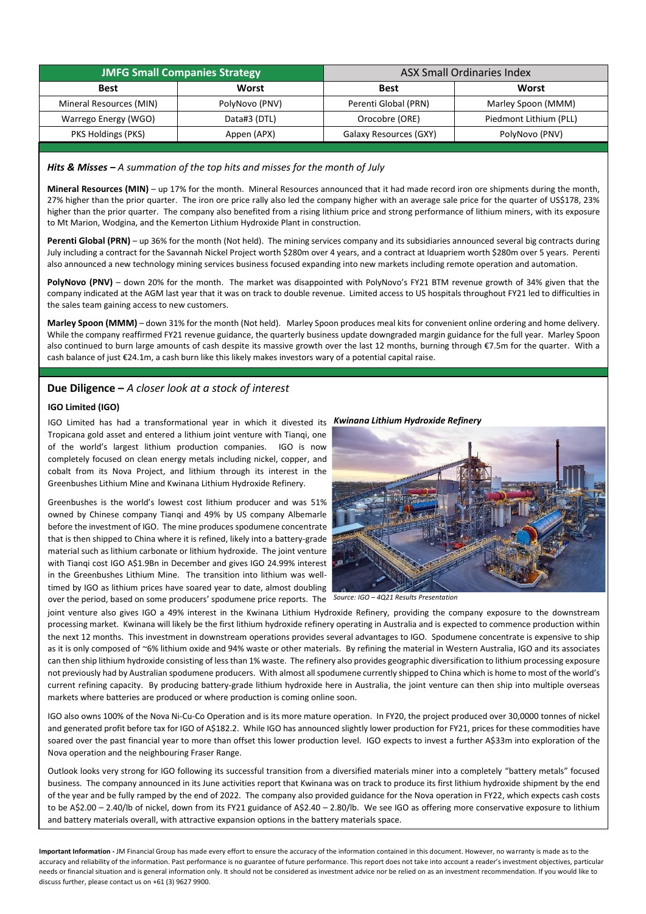| JMFG Small Companies Strategy | | ASX Small Ordinaries Index | |
|---|---|---|---|
| **Best** | **Worst** | **Best** | **Worst** |
| Mineral Resources (MIN) | PolyNovo (PNV) | Perenti Global (PRN) | Marley Spoon (MMM) |
| Warrego Energy (WGO) | Data#3 (DTL) | Orocobre (ORE) | Piedmont Lithium (PLL) |
| PKS Holdings (PKS) | Appen (APX) | Galaxy Resources (GXY) | PolyNovo (PNV) |

## *Hits & Misses – A summation of the top hits and misses for the month of July*

**Mineral Resources (MIN)** – up 17% for the month. Mineral Resources announced that it had made record iron ore shipments during the month, 27% higher than the prior quarter. The iron ore price rally also led the company higher with an average sale price for the quarter of US$178, 23% higher than the prior quarter. The company also benefited from a rising lithium price and strong performance of lithium miners, with its exposure to Mt Marion, Wodgina, and the Kemerton Lithium Hydroxide Plant in construction.

**Perenti Global (PRN)** – up 36% for the month (Not held). The mining services company and its subsidiaries announced several big contracts during July including a contract for the Savannah Nickel Project worth $280m over 4 years, and a contract at Iduapriem worth $280m over 5 years. Perenti also announced a new technology mining services business focused expanding into new markets including remote operation and automation.

**PolyNovo (PNV)** – down 20% for the month. The market was disappointed with PolyNovo's FY21 BTM revenue growth of 34% given that the company indicated at the AGM last year that it was on track to double revenue. Limited access to US hospitals throughout FY21 led to difficulties in the sales team gaining access to new customers.

**Marley Spoon (MMM)** – down 31% for the month (Not held). Marley Spoon produces meal kits for convenient online ordering and home delivery. While the company reaffirmed FY21 revenue guidance, the quarterly business update downgraded margin guidance for the full year. Marley Spoon also continued to burn large amounts of cash despite its massive growth over the last 12 months, burning through €7.5m for the quarter. With a cash balance of just €24.1m, a cash burn like this likely makes investors wary of a potential capital raise.

## Due Diligence – *A closer look at a stock of interest*

### IGO Limited (IGO)

IGO Limited has had a transformational year in which it divested its Tropicana gold asset and entered a lithium joint venture with Tianqi, one of the world's largest lithium production companies. IGO is now completely focused on clean energy metals including nickel, copper, and cobalt from its Nova Project, and lithium through its interest in the Greenbushes Lithium Mine and Kwinana Lithium Hydroxide Refinery.

***Kwinana Lithium Hydroxide Refinery***

*Source: IGO – 4Q21 Results Presentation*

Greenbushes is the world's lowest cost lithium producer and was 51% owned by Chinese company Tianqi and 49% by US company Albemarle before the investment of IGO. The mine produces spodumene concentrate that is then shipped to China where it is refined, likely into a battery-grade material such as lithium carbonate or lithium hydroxide. The joint venture with Tianqi cost IGO A$1.9Bn in December and gives IGO 24.99% interest in the Greenbushes Lithium Mine. The transition into lithium was well-timed by IGO as lithium prices have soared year to date, almost doubling over the period, based on some producers' spodumene price reports. The joint venture also gives IGO a 49% interest in the Kwinana Lithium Hydroxide Refinery, providing the company exposure to the downstream processing market. Kwinana will likely be the first lithium hydroxide refinery operating in Australia and is expected to commence production within the next 12 months. This investment in downstream operations provides several advantages to IGO. Spodumene concentrate is expensive to ship as it is only composed of ~6% lithium oxide and 94% waste or other materials. By refining the material in Western Australia, IGO and its associates can then ship lithium hydroxide consisting of less than 1% waste. The refinery also provides geographic diversification to lithium processing exposure not previously had by Australian spodumene producers. With almost all spodumene currently shipped to China which is home to most of the world's current refining capacity. By producing battery-grade lithium hydroxide here in Australia, the joint venture can then ship into multiple overseas markets where batteries are produced or where production is coming online soon.

IGO also owns 100% of the Nova Ni-Cu-Co Operation and is its more mature operation. In FY20, the project produced over 30,0000 tonnes of nickel and generated profit before tax for IGO of A$182.2. While IGO has announced slightly lower production for FY21, prices for these commodities have soared over the past financial year to more than offset this lower production level. IGO expects to invest a further A$33m into exploration of the Nova operation and the neighbouring Fraser Range.

Outlook looks very strong for IGO following its successful transition from a diversified materials miner into a completely "battery metals" focused business. The company announced in its June activities report that Kwinana was on track to produce its first lithium hydroxide shipment by the end of the year and be fully ramped by the end of 2022. The company also provided guidance for the Nova operation in FY22, which expects cash costs to be A$2.00 – 2.40/lb of nickel, down from its FY21 guidance of A$2.40 – 2.80/lb. We see IGO as offering more conservative exposure to lithium and battery materials overall, with attractive expansion options in the battery materials space.

**Important Information -** JM Financial Group has made every effort to ensure the accuracy of the information contained in this document. However, no warranty is made as to the accuracy and reliability of the information. Past performance is no guarantee of future performance. This report does not take into account a reader's investment objectives, particular needs or financial situation and is general information only. It should not be considered as investment advice nor be relied on as an investment recommendation. If you would like to discuss further, please contact us on +61 (3) 9627 9900.